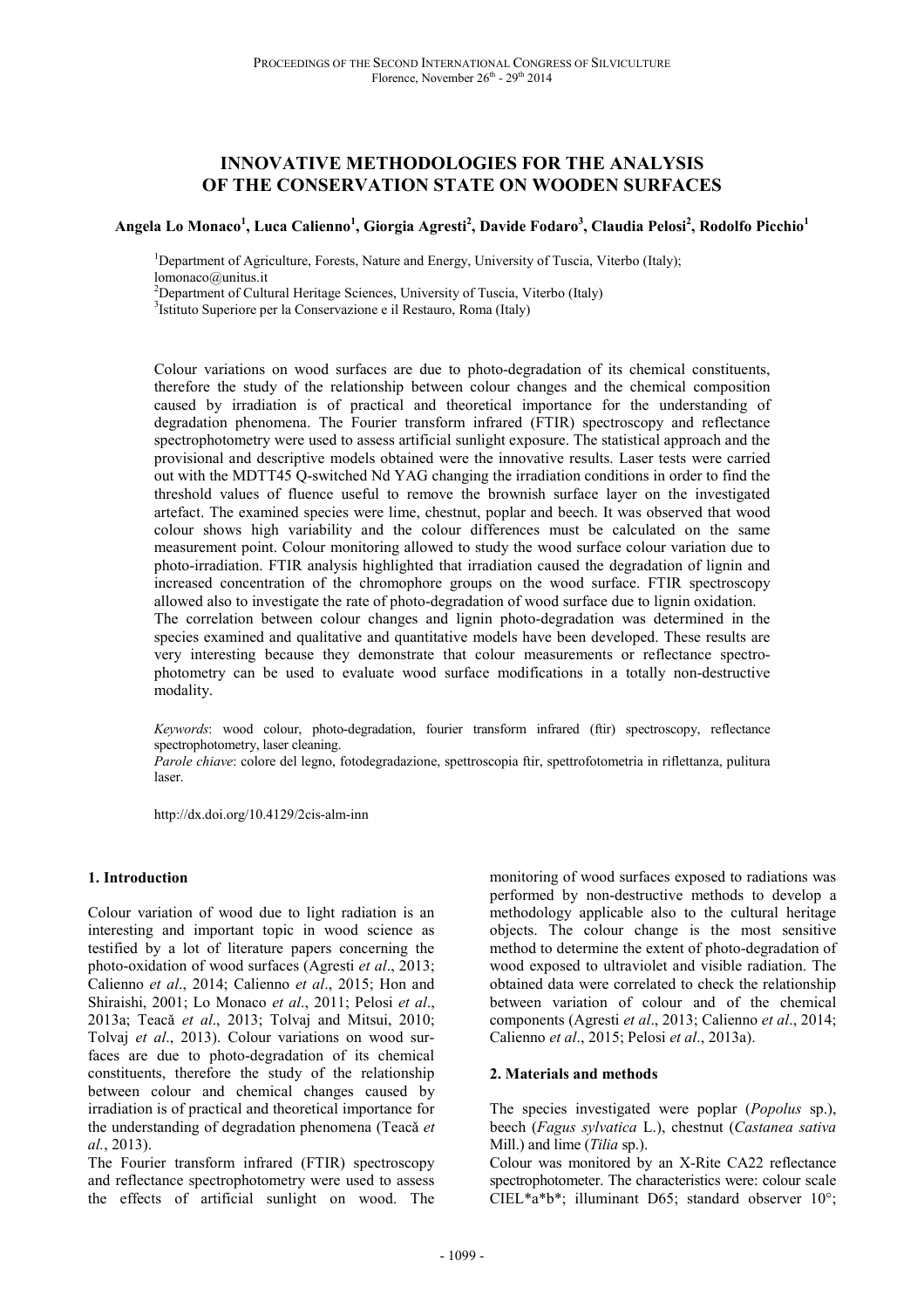# INNOVATIVE METHODOLOGIES FOR THE ANALYSIS OF THE CONSERVATION STATE ON WOODEN SURFACES

**Angela Lo Monaco[1], Luca Calienno[1], Giorgia Agresti[2], Davide Fodaro[3], Claudia Pelosi[2], Rodolfo Picchio[1]**

[1]Department of Agriculture, Forests, Nature and Energy, University of Tuscia, Viterbo (Italy); lomonaco@unitus.it
[2]Department of Cultural Heritage Sciences, University of Tuscia, Viterbo (Italy)
[3]Istituto Superiore per la Conservazione e il Restauro, Roma (Italy)

Colour variations on wood surfaces are due to photo-degradation of its chemical constituents, therefore the study of the relationship between colour changes and the chemical composition caused by irradiation is of practical and theoretical importance for the understanding of degradation phenomena. The Fourier transform infrared (FTIR) spectroscopy and reflectance spectrophotometry were used to assess artificial sunlight exposure. The statistical approach and the provisional and descriptive models obtained were the innovative results. Laser tests were carried out with the MDTT45 Q-switched Nd YAG changing the irradiation conditions in order to find the threshold values of fluence useful to remove the brownish surface layer on the investigated artefact. The examined species were lime, chestnut, poplar and beech. It was observed that wood colour shows high variability and the colour differences must be calculated on the same measurement point. Colour monitoring allowed to study the wood surface colour variation due to photo-irradiation. FTIR analysis highlighted that irradiation caused the degradation of lignin and increased concentration of the chromophore groups on the wood surface. FTIR spectroscopy allowed also to investigate the rate of photo-degradation of wood surface due to lignin oxidation.
The correlation between colour changes and lignin photo-degradation was determined in the species examined and qualitative and quantitative models have been developed. These results are very interesting because they demonstrate that colour measurements or reflectance spectrophotometry can be used to evaluate wood surface modifications in a totally non-destructive modality.

*Keywords*: wood colour, photo-degradation, fourier transform infrared (ftir) spectroscopy, reflectance spectrophotometry, laser cleaning.
*Parole chiave*: colore del legno, fotodegradazione, spettroscopia ftir, spettrofotometria in riflettanza, pulitura laser.

http://dx.doi.org/10.4129/2cis-alm-inn

## 1. Introduction

Colour variation of wood due to light radiation is an interesting and important topic in wood science as testified by a lot of literature papers concerning the photo-oxidation of wood surfaces (Agresti *et al*., 2013; Calienno *et al*., 2014; Calienno *et al*., 2015; Hon and Shiraishi, 2001; Lo Monaco *et al*., 2011; Pelosi *et al*., 2013a; Teacă *et al*., 2013; Tolvaj and Mitsui, 2010; Tolvaj *et al*., 2013). Colour variations on wood surfaces are due to photo-degradation of its chemical constituents, therefore the study of the relationship between colour and chemical changes caused by irradiation is of practical and theoretical importance for the understanding of degradation phenomena (Teacă *et al.*, 2013).
The Fourier transform infrared (FTIR) spectroscopy and reflectance spectrophotometry were used to assess the effects of artificial sunlight on wood. The monitoring of wood surfaces exposed to radiations was performed by non-destructive methods to develop a methodology applicable also to the cultural heritage objects. The colour change is the most sensitive method to determine the extent of photo-degradation of wood exposed to ultraviolet and visible radiation. The obtained data were correlated to check the relationship between variation of colour and of the chemical components (Agresti *et al*., 2013; Calienno *et al*., 2014; Calienno *et al*., 2015; Pelosi *et al*., 2013a).

## 2. Materials and methods

The species investigated were poplar (*Popolus* sp.), beech (*Fagus sylvatica* L.), chestnut (*Castanea sativa* Mill.) and lime (*Tilia* sp.).
Colour was monitored by an X-Rite CA22 reflectance spectrophotometer. The characteristics were: colour scale CIEL\*a\*b\*; illuminant D65; standard observer 10°;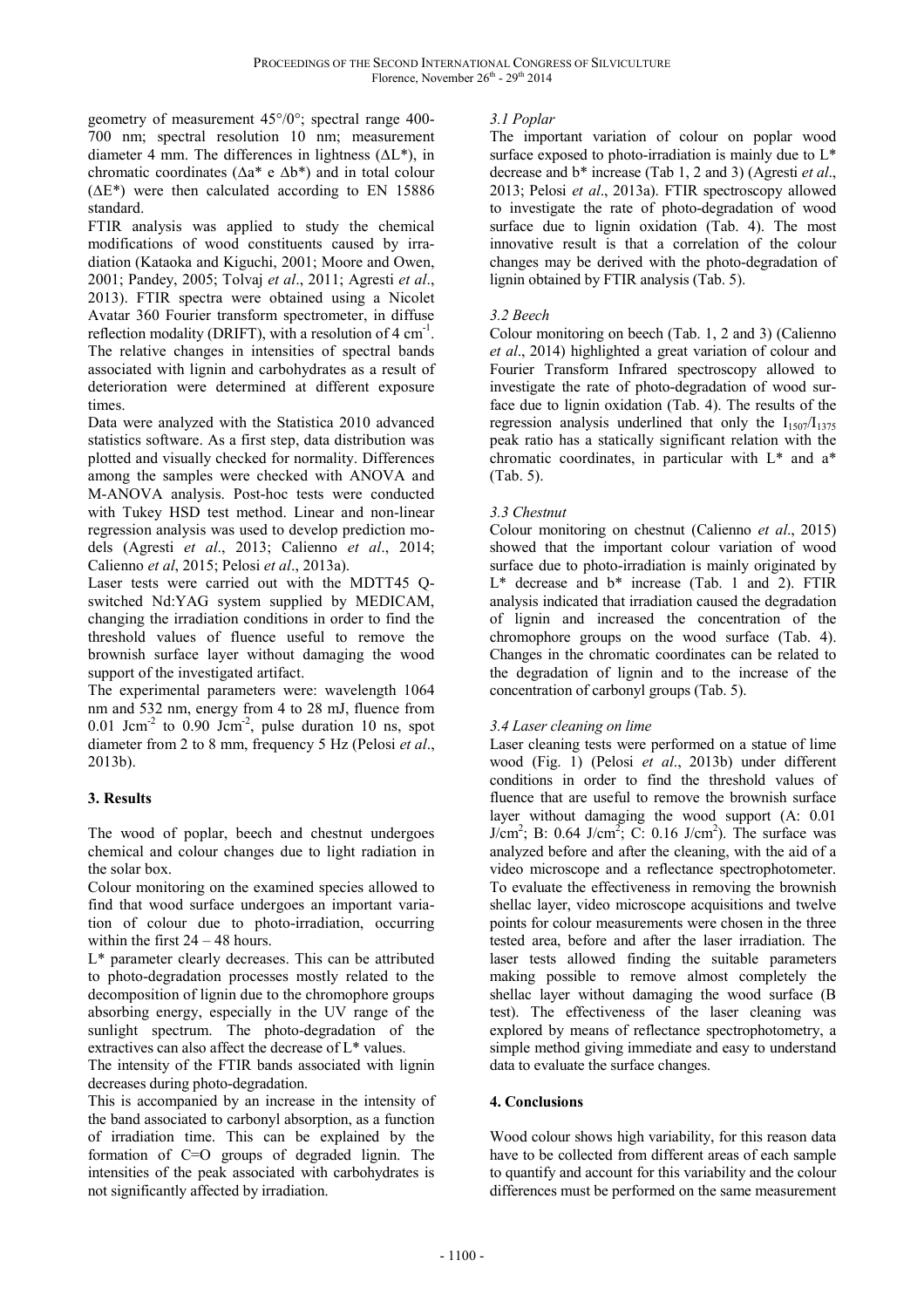geometry of measurement 45°/0°; spectral range 400-700 nm; spectral resolution 10 nm; measurement diameter 4 mm. The differences in lightness ($\Delta L^*$), in chromatic coordinates ($\Delta a^*$ e $\Delta b^*$) and in total colour ($\Delta E^*$) were then calculated according to EN 15886 standard.

FTIR analysis was applied to study the chemical modifications of wood constituents caused by irradiation (Kataoka and Kiguchi, 2001; Moore and Owen, 2001; Pandey, 2005; Tolvaj *et al*., 2011; Agresti *et al*., 2013). FTIR spectra were obtained using a Nicolet Avatar 360 Fourier transform spectrometer, in diffuse reflection modality (DRIFT), with a resolution of 4 $cm^{-1}$. The relative changes in intensities of spectral bands associated with lignin and carbohydrates as a result of deterioration were determined at different exposure times.

Data were analyzed with the Statistica 2010 advanced statistics software. As a first step, data distribution was plotted and visually checked for normality. Differences among the samples were checked with ANOVA and M-ANOVA analysis. Post-hoc tests were conducted with Tukey HSD test method. Linear and non-linear regression analysis was used to develop prediction models (Agresti *et al*., 2013; Calienno *et al*., 2014; Calienno *et al*, 2015; Pelosi *et al*., 2013a).

Laser tests were carried out with the MDTT45 Q-switched Nd:YAG system supplied by MEDICAM, changing the irradiation conditions in order to find the threshold values of fluence useful to remove the brownish surface layer without damaging the wood support of the investigated artifact.

The experimental parameters were: wavelength 1064 nm and 532 nm, energy from 4 to 28 mJ, fluence from 0.01 $Jcm^{-2}$ to 0.90 $Jcm^{-2}$, pulse duration 10 ns, spot diameter from 2 to 8 mm, frequency 5 Hz (Pelosi *et al*., 2013b).

## 3. Results

The wood of poplar, beech and chestnut undergoes chemical and colour changes due to light radiation in the solar box.

Colour monitoring on the examined species allowed to find that wood surface undergoes an important variation of colour due to photo-irradiation, occurring within the first 24 – 48 hours.

$L^*$ parameter clearly decreases. This can be attributed to photo-degradation processes mostly related to the decomposition of lignin due to the chromophore groups absorbing energy, especially in the UV range of the sunlight spectrum. The photo-degradation of the extractives can also affect the decrease of $L^*$ values.

The intensity of the FTIR bands associated with lignin decreases during photo-degradation.

This is accompanied by an increase in the intensity of the band associated to carbonyl absorption, as a function of irradiation time. This can be explained by the formation of C=O groups of degraded lignin. The intensities of the peak associated with carbohydrates is not significantly affected by irradiation.

### *3.1 Poplar*

The important variation of colour on poplar wood surface exposed to photo-irradiation is mainly due to $L^*$ decrease and $b^*$ increase (Tab 1, 2 and 3) (Agresti *et al*., 2013; Pelosi *et al*., 2013a). FTIR spectroscopy allowed to investigate the rate of photo-degradation of wood surface due to lignin oxidation (Tab. 4). The most innovative result is that a correlation of the colour changes may be derived with the photo-degradation of lignin obtained by FTIR analysis (Tab. 5).

### *3.2 Beech*

Colour monitoring on beech (Tab. 1, 2 and 3) (Calienno *et al*., 2014) highlighted a great variation of colour and Fourier Transform Infrared spectroscopy allowed to investigate the rate of photo-degradation of wood surface due to lignin oxidation (Tab. 4). The results of the regression analysis underlined that only the $I_{1507}/I_{1375}$ peak ratio has a statically significant relation with the chromatic coordinates, in particular with $L^*$ and $a^*$ (Tab. 5).

### *3.3 Chestnut*

Colour monitoring on chestnut (Calienno *et al*., 2015) showed that the important colour variation of wood surface due to photo-irradiation is mainly originated by $L^*$ decrease and $b^*$ increase (Tab. 1 and 2). FTIR analysis indicated that irradiation caused the degradation of lignin and increased the concentration of the chromophore groups on the wood surface (Tab. 4). Changes in the chromatic coordinates can be related to the degradation of lignin and to the increase of the concentration of carbonyl groups (Tab. 5).

### *3.4 Laser cleaning on lime*

Laser cleaning tests were performed on a statue of lime wood (Fig. 1) (Pelosi *et al*., 2013b) under different conditions in order to find the threshold values of fluence that are useful to remove the brownish surface layer without damaging the wood support (A: 0.01 $J/cm^2$; B: 0.64 $J/cm^2$; C: 0.16 $J/cm^2$). The surface was analyzed before and after the cleaning, with the aid of a video microscope and a reflectance spectrophotometer. To evaluate the effectiveness in removing the brownish shellac layer, video microscope acquisitions and twelve points for colour measurements were chosen in the three tested area, before and after the laser irradiation. The laser tests allowed finding the suitable parameters making possible to remove almost completely the shellac layer without damaging the wood surface (B test). The effectiveness of the laser cleaning was explored by means of reflectance spectrophotometry, a simple method giving immediate and easy to understand data to evaluate the surface changes.

## 4. Conclusions

Wood colour shows high variability, for this reason data have to be collected from different areas of each sample to quantify and account for this variability and the colour differences must be performed on the same measurement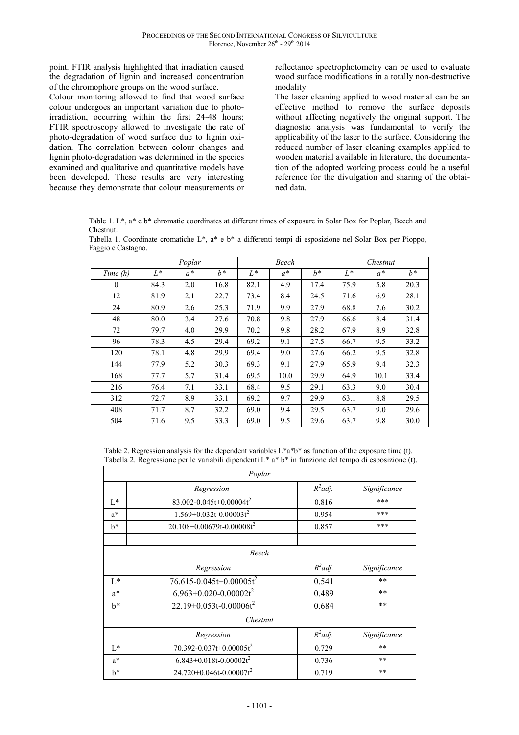point. FTIR analysis highlighted that irradiation caused the degradation of lignin and increased concentration of the chromophore groups on the wood surface.

Colour monitoring allowed to find that wood surface colour undergoes an important variation due to photo-irradiation, occurring within the first 24-48 hours; FTIR spectroscopy allowed to investigate the rate of photo-degradation of wood surface due to lignin oxidation. The correlation between colour changes and lignin photo-degradation was determined in the species examined and qualitative and quantitative models have been developed. These results are very interesting because they demonstrate that colour measurements or reflectance spectrophotometry can be used to evaluate wood surface modifications in a totally non-destructive modality.

The laser cleaning applied to wood material can be an effective method to remove the surface deposits without affecting negatively the original support. The diagnostic analysis was fundamental to verify the applicability of the laser to the surface. Considering the reduced number of laser cleaning examples applied to wooden material available in literature, the documentation of the adopted working process could be a useful reference for the divulgation and sharing of the obtained data.

Table 1. L*, a* e b* chromatic coordinates at different times of exposure in Solar Box for Poplar, Beech and Chestnut.
Tabella 1. Coordinate cromatiche L*, a* e b* a differenti tempi di esposizione nel Solar Box per Pioppo, Faggio e Castagno.

| | *Poplar* | | | *Beech* | | | *Chestnut* | | |
|---|---|---|---|---|---|---|---|---|---|
| *Time (h)* | *L** | *a** | *b** | *L** | *a** | *b** | *L** | *a** | *b** |
| 0 | 84.3 | 2.0 | 16.8 | 82.1 | 4.9 | 17.4 | 75.9 | 5.8 | 20.3 |
| 12 | 81.9 | 2.1 | 22.7 | 73.4 | 8.4 | 24.5 | 71.6 | 6.9 | 28.1 |
| 24 | 80.9 | 2.6 | 25.3 | 71.9 | 9.9 | 27.9 | 68.8 | 7.6 | 30.2 |
| 48 | 80.0 | 3.4 | 27.6 | 70.8 | 9.8 | 27.9 | 66.6 | 8.4 | 31.4 |
| 72 | 79.7 | 4.0 | 29.9 | 70.2 | 9.8 | 28.2 | 67.9 | 8.9 | 32.8 |
| 96 | 78.3 | 4.5 | 29.4 | 69.2 | 9.1 | 27.5 | 66.7 | 9.5 | 33.2 |
| 120 | 78.1 | 4.8 | 29.9 | 69.4 | 9.0 | 27.6 | 66.2 | 9.5 | 32.8 |
| 144 | 77.9 | 5.2 | 30.3 | 69.3 | 9.1 | 27.9 | 65.9 | 9.4 | 32.3 |
| 168 | 77.7 | 5.7 | 31.4 | 69.5 | 10.0 | 29.9 | 64.9 | 10.1 | 33.4 |
| 216 | 76.4 | 7.1 | 33.1 | 68.4 | 9.5 | 29.1 | 63.3 | 9.0 | 30.4 |
| 312 | 72.7 | 8.9 | 33.1 | 69.2 | 9.7 | 29.9 | 63.1 | 8.8 | 29.5 |
| 408 | 71.7 | 8.7 | 32.2 | 69.0 | 9.4 | 29.5 | 63.7 | 9.0 | 29.6 |
| 504 | 71.6 | 9.5 | 33.3 | 69.0 | 9.5 | 29.6 | 63.7 | 9.8 | 30.0 |

Table 2. Regression analysis for the dependent variables L*a*b* as function of the exposure time (t).
Tabella 2. Regressione per le variabili dipendenti L* a* b* in funzione del tempo di esposizione (t).

| *Poplar* | | | |
|---|---|---|---|
| | *Regression* | *$R^2$adj.* | *Significance* |
| L* | $83.002-0.045t+0.00004t^2$ | 0.816 | *** |
| a* | $1.569+0.032t-0.00003t^2$ | 0.954 | *** |
| b* | $20.108+0.00679t-0.00008t^2$ | 0.857 | *** |
| | | | |
| *Beech* | | | |
| | *Regression* | *$R^2$adj.* | *Significance* |
| L* | $76.615-0.045t+0.00005t^2$ | 0.541 | ** |
| a* | $6.963+0.020-0.00002t^2$ | 0.489 | ** |
| b* | $22.19+0.053t-0.00006t^2$ | 0.684 | ** |
| *Chestnut* | | | |
| | *Regression* | *$R^2$adj.* | *Significance* |
| L* | $70.392-0.037t+0.00005t^2$ | 0.729 | ** |
| a* | $6.843+0.018t-0.00002t^2$ | 0.736 | ** |
| b* | $24.720+0.046t-0.00007t^2$ | 0.719 | ** |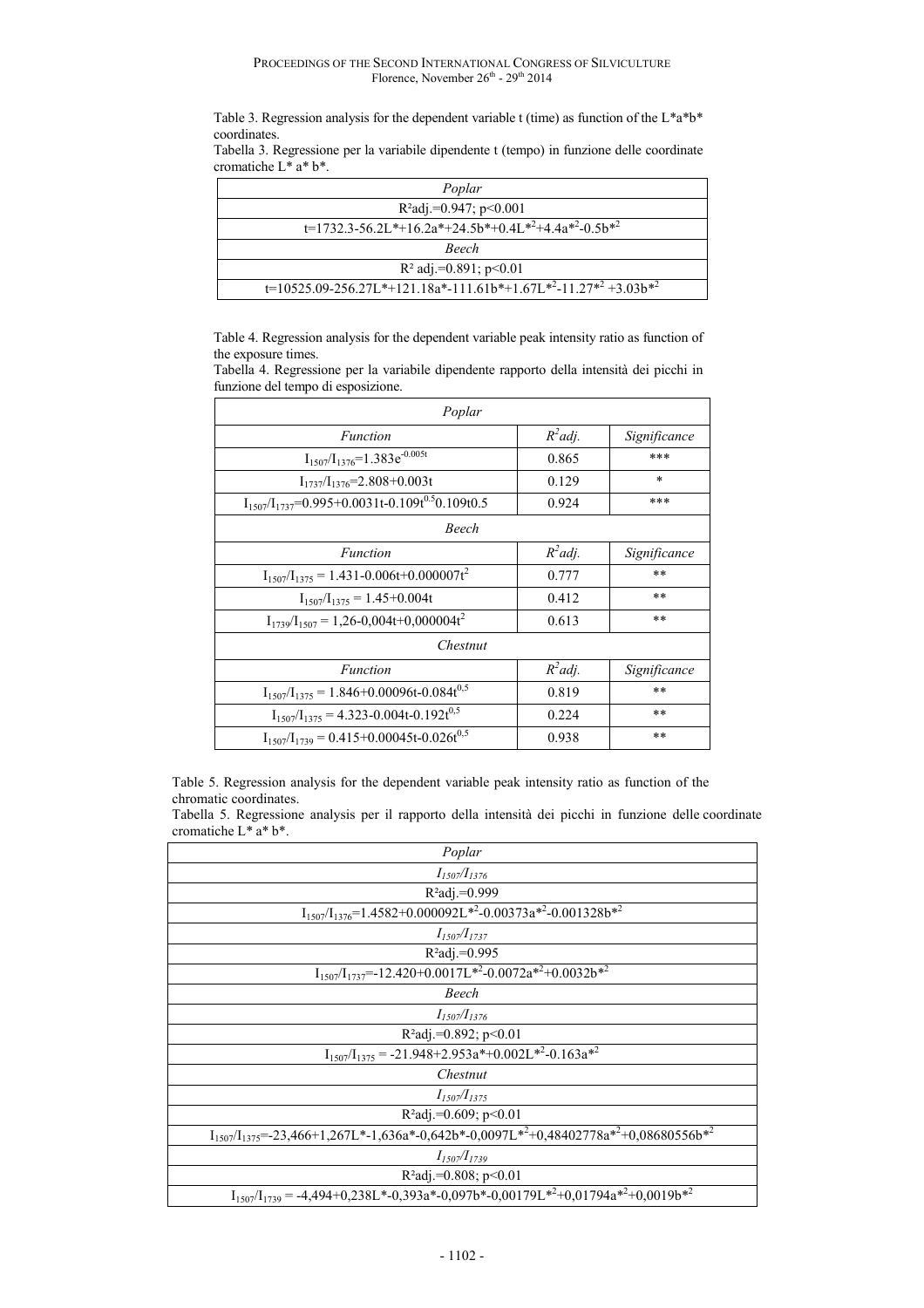Table 3. Regression analysis for the dependent variable t (time) as function of the L*a*b* coordinates.

Tabella 3. Regressione per la variabile dipendente t (tempo) in funzione delle coordinate cromatiche L* a* b*.

| *Poplar* |
|---|
| $R^2$adj.=0.947; $p<0.001$ |
| $t=1732.3-56.2L^*+16.2a^*+24.5b^*+0.4L^{*2}+4.4a^{*2}-0.5b^{*2}$ |
| *Beech* |
| $R^2$ adj.=0.891; $p<0.01$ |
| $t=10525.09-256.27L^*+121.18a^*-111.61b^*+1.67L^{*2}-11.27^{*2}+3.03b^{*2}$ |

Table 4. Regression analysis for the dependent variable peak intensity ratio as function of the exposure times.

Tabella 4. Regressione per la variabile dipendente rapporto della intensità dei picchi in funzione del tempo di esposizione.

| *Poplar* | | |
|---|---|---|
| *Function* | *$R^2$adj.* | *Significance* |
| $I_{1507}/I_{1376}=1.383e^{-0.005t}$ | 0.865 | *** |
| $I_{1737}/I_{1376}=2.808+0.003t$ | 0.129 | * |
| $I_{1507}/I_{1737}=0.995+0.0031t-0.109t^{0.5}0.109t0.5$ | 0.924 | *** |
| *Beech* | | |
| *Function* | *$R^2$adj.* | *Significance* |
| $I_{1507}/I_{1375} = 1.431-0.006t+0.000007t^2$ | 0.777 | ** |
| $I_{1507}/I_{1375} = 1.45+0.004t$ | 0.412 | ** |
| $I_{1739}/I_{1507} = 1{,}26-0{,}004t+0{,}000004t^2$ | 0.613 | ** |
| *Chestnut* | | |
| *Function* | *$R^2$adj.* | *Significance* |
| $I_{1507}/I_{1375} = 1.846+0.00096t-0.084t^{0,5}$ | 0.819 | ** |
| $I_{1507}/I_{1375} = 4.323-0.004t-0.192t^{0,5}$ | 0.224 | ** |
| $I_{1507}/I_{1739} = 0.415+0.00045t-0.026t^{0,5}$ | 0.938 | ** |

Table 5. Regression analysis for the dependent variable peak intensity ratio as function of the chromatic coordinates.

Tabella 5. Regressione analysis per il rapporto della intensità dei picchi in funzione delle coordinate cromatiche L* a* b*.

| *Poplar* |
|---|
| *$I_{1507}/I_{1376}$* |
| $R^2$adj.=0.999 |
| $I_{1507}/I_{1376}=1.4582+0.000092L^{*2}-0.00373a^{*2}-0.001328b^{*2}$ |
| *$I_{1507}/I_{1737}$* |
| $R^2$adj.=0.995 |
| $I_{1507}/I_{1737}=-12.420+0.0017L^{*2}-0.0072a^{*2}+0.0032b^{*2}$ |
| *Beech* |
| *$I_{1507}/I_{1376}$* |
| $R^2$adj.=0.892; $p<0.01$ |
| $I_{1507}/I_{1375} = -21.948+2.953a^*+0.002L^{*2}-0.163a^{*2}$ |
| *Chestnut* |
| *$I_{1507}/I_{1375}$* |
| $R^2$adj.=0.609; $p<0.01$ |
| $I_{1507}/I_{1375}=-23{,}466+1{,}267L^*-1{,}636a^*-0{,}642b^*-0{,}0097L^{*2}+0{,}48402778a^{*2}+0{,}08680556b^{*2}$ |
| *$I_{1507}/I_{1739}$* |
| $R^2$adj.=0.808; $p<0.01$ |
| $I_{1507}/I_{1739} = -4{,}494+0{,}238L^*-0{,}393a^*-0{,}097b^*-0{,}00179L^{*2}+0{,}01794a^{*2}+0{,}0019b^{*2}$ |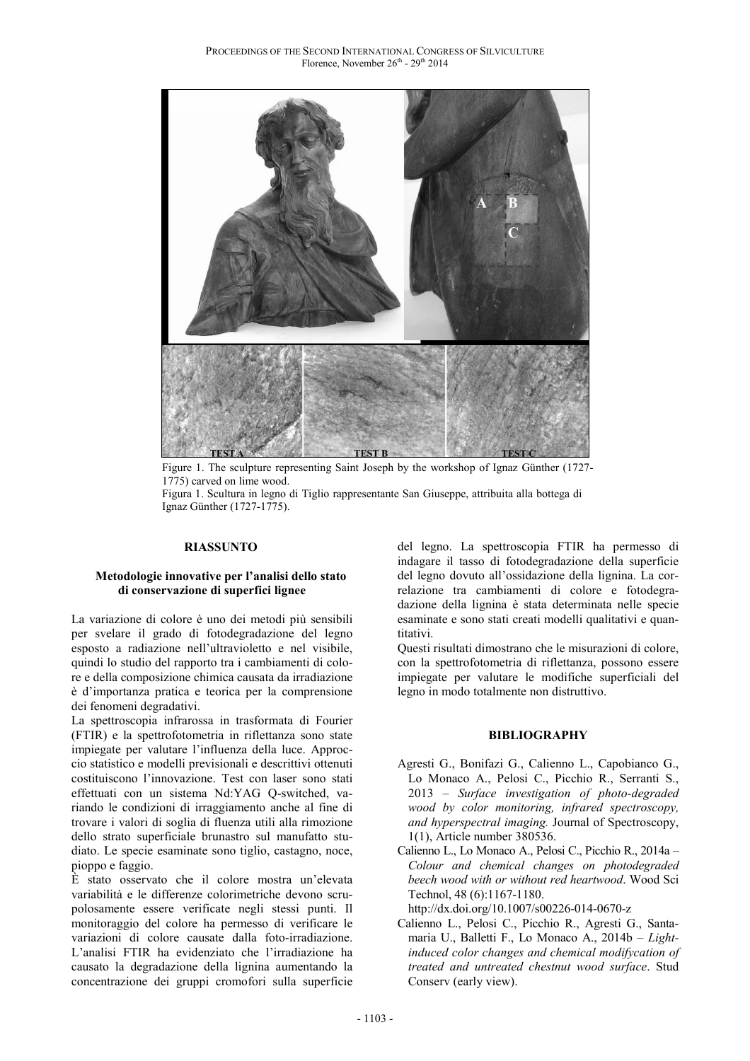Figure 1. The sculpture representing Saint Joseph by the workshop of Ignaz Günther (1727-1775) carved on lime wood.

Figura 1. Scultura in legno di Tiglio rappresentante San Giuseppe, attribuita alla bottega di Ignaz Günther (1727-1775).

## RIASSUNTO

### Metodologie innovative per l'analisi dello stato di conservazione di superfici lignee

La variazione di colore è uno dei metodi più sensibili per svelare il grado di fotodegradazione del legno esposto a radiazione nell'ultravioletto e nel visibile, quindi lo studio del rapporto tra i cambiamenti di colore e della composizione chimica causata da irradiazione è d'importanza pratica e teorica per la comprensione dei fenomeni degradativi.

La spettroscopia infrarossa in trasformata di Fourier (FTIR) e la spettrofotometria in riflettanza sono state impiegate per valutare l'influenza della luce. Approccio statistico e modelli previsionali e descrittivi ottenuti costituiscono l'innovazione. Test con laser sono stati effettuati con un sistema Nd:YAG Q-switched, variando le condizioni di irraggiamento anche al fine di trovare i valori di soglia di fluenza utili alla rimozione dello strato superficiale brunastro sul manufatto studiato. Le specie esaminate sono tiglio, castagno, noce, pioppo e faggio.

È stato osservato che il colore mostra un'elevata variabilità e le differenze colorimetriche devono scrupolosamente essere verificate negli stessi punti. Il monitoraggio del colore ha permesso di verificare le variazioni di colore causate dalla foto-irradiazione. L'analisi FTIR ha evidenziato che l'irradiazione ha causato la degradazione della lignina aumentando la concentrazione dei gruppi cromofori sulla superficie del legno. La spettroscopia FTIR ha permesso di indagare il tasso di fotodegradazione della superficie del legno dovuto all'ossidazione della lignina. La correlazione tra cambiamenti di colore e fotodegradazione della lignina è stata determinata nelle specie esaminate e sono stati creati modelli qualitativi e quantitativi.

Questi risultati dimostrano che le misurazioni di colore, con la spettrofotometria di riflettanza, possono essere impiegate per valutare le modifiche superficiali del legno in modo totalmente non distruttivo.

## BIBLIOGRAPHY

Agresti G., Bonifazi G., Calienno L., Capobianco G., Lo Monaco A., Pelosi C., Picchio R., Serranti S., 2013 – *Surface investigation of photo-degraded wood by color monitoring, infrared spectroscopy, and hyperspectral imaging.* Journal of Spectroscopy, 1(1), Article number 380536.

Calienno L., Lo Monaco A., Pelosi C., Picchio R., 2014a – *Colour and chemical changes on photodegraded beech wood with or without red heartwood*. Wood Sci Technol, 48 (6):1167-1180. http://dx.doi.org/10.1007/s00226-014-0670-z

Calienno L., Pelosi C., Picchio R., Agresti G., Santamaria U., Balletti F., Lo Monaco A., 2014b – *Light-induced color changes and chemical modifycation of treated and untreated chestnut wood surface*. Stud Conserv (early view).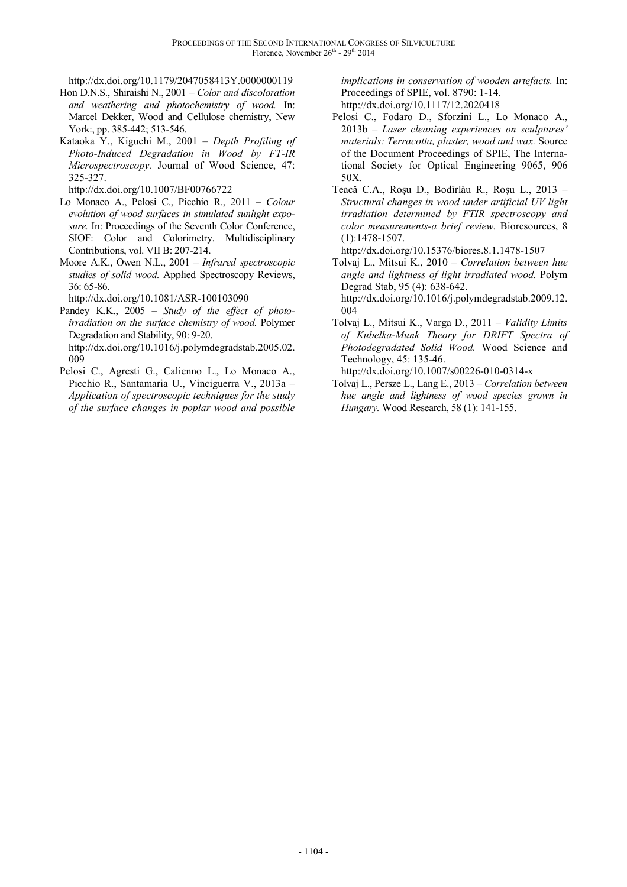http://dx.doi.org/10.1179/2047058413Y.0000000119

Hon D.N.S., Shiraishi N., 2001 – *Color and discoloration and weathering and photochemistry of wood.* In: Marcel Dekker, Wood and Cellulose chemistry, New York:, pp. 385-442; 513-546.

Kataoka Y., Kiguchi M., 2001 – *Depth Profiling of Photo-Induced Degradation in Wood by FT-IR Microspectroscopy.* Journal of Wood Science, 47: 325-327.
http://dx.doi.org/10.1007/BF00766722

Lo Monaco A., Pelosi C., Picchio R., 2011 – *Colour evolution of wood surfaces in simulated sunlight exposure.* In: Proceedings of the Seventh Color Conference, SIOF: Color and Colorimetry. Multidisciplinary Contributions, vol. VII B: 207-214.

Moore A.K., Owen N.L., 2001 – *Infrared spectroscopic studies of solid wood.* Applied Spectroscopy Reviews, 36: 65-86.
http://dx.doi.org/10.1081/ASR-100103090

Pandey K.K., 2005 – *Study of the effect of photo-irradiation on the surface chemistry of wood.* Polymer Degradation and Stability, 90: 9-20.
http://dx.doi.org/10.1016/j.polymdegradstab.2005.02.009

Pelosi C., Agresti G., Calienno L., Lo Monaco A., Picchio R., Santamaria U., Vinciguerra V., 2013a – *Application of spectroscopic techniques for the study of the surface changes in poplar wood and possible implications in conservation of wooden artefacts.* In: Proceedings of SPIE, vol. 8790: 1-14.
http://dx.doi.org/10.1117/12.2020418

Pelosi C., Fodaro D., Sforzini L., Lo Monaco A., 2013b – *Laser cleaning experiences on sculptures' materials: Terracotta, plaster, wood and wax.* Source of the Document Proceedings of SPIE, The International Society for Optical Engineering 9065, 906 50X.

Teacă C.A., Roşu D., Bodîrlău R., Roşu L., 2013 – *Structural changes in wood under artificial UV light irradiation determined by FTIR spectroscopy and color measurements-a brief review.* Bioresources, 8 (1):1478-1507.
http://dx.doi.org/10.15376/biores.8.1.1478-1507

Tolvaj L., Mitsui K., 2010 – *Correlation between hue angle and lightness of light irradiated wood.* Polym Degrad Stab, 95 (4): 638-642.
http://dx.doi.org/10.1016/j.polymdegradstab.2009.12.004

Tolvaj L., Mitsui K., Varga D., 2011 – *Validity Limits of Kubelka-Munk Theory for DRIFT Spectra of Photodegradated Solid Wood.* Wood Science and Technology, 45: 135-46.
http://dx.doi.org/10.1007/s00226-010-0314-x

Tolvaj L., Persze L., Lang E., 2013 – *Correlation between hue angle and lightness of wood species grown in Hungary.* Wood Research, 58 (1): 141-155.